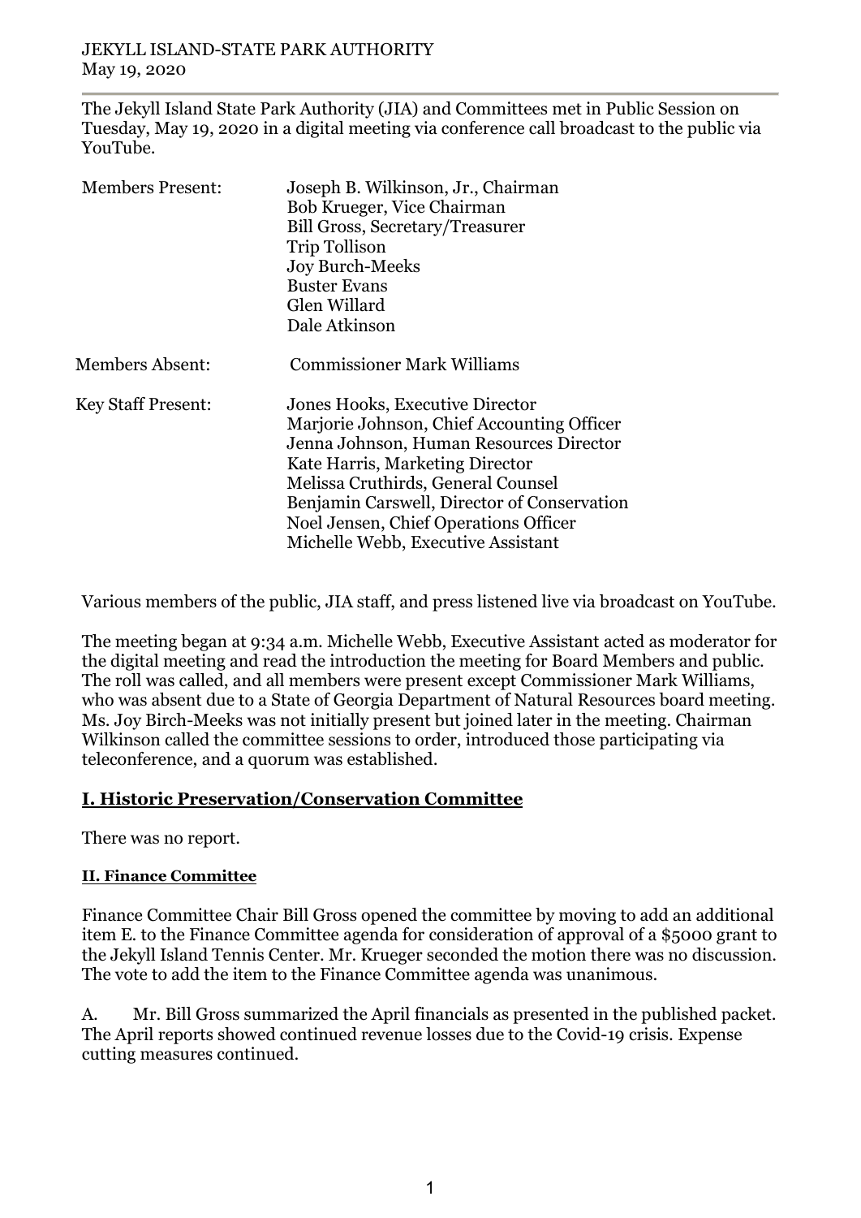JEKYLL ISLAND-STATE PARK AUTHORITY
May 19, 2020

The Jekyll Island State Park Authority (JIA) and Committees met in Public Session on Tuesday, May 19, 2020 in a digital meeting via conference call broadcast to the public via YouTube.

| | |
|---|---|
| Members Present: | Joseph B. Wilkinson, Jr., Chairman<br>Bob Krueger, Vice Chairman<br>Bill Gross, Secretary/Treasurer<br>Trip Tollison<br>Joy Burch-Meeks<br>Buster Evans<br>Glen Willard<br>Dale Atkinson |
| Members Absent: | Commissioner Mark Williams |
| Key Staff Present: | Jones Hooks, Executive Director<br>Marjorie Johnson, Chief Accounting Officer<br>Jenna Johnson, Human Resources Director<br>Kate Harris, Marketing Director<br>Melissa Cruthirds, General Counsel<br>Benjamin Carswell, Director of Conservation<br>Noel Jensen, Chief Operations Officer<br>Michelle Webb, Executive Assistant |

Various members of the public, JIA staff, and press listened live via broadcast on YouTube.

The meeting began at 9:34 a.m. Michelle Webb, Executive Assistant acted as moderator for the digital meeting and read the introduction the meeting for Board Members and public. The roll was called, and all members were present except Commissioner Mark Williams, who was absent due to a State of Georgia Department of Natural Resources board meeting. Ms. Joy Birch-Meeks was not initially present but joined later in the meeting. Chairman Wilkinson called the committee sessions to order, introduced those participating via teleconference, and a quorum was established.

## I. Historic Preservation/Conservation Committee

There was no report.

### II. Finance Committee

Finance Committee Chair Bill Gross opened the committee by moving to add an additional item E. to the Finance Committee agenda for consideration of approval of a $5000 grant to the Jekyll Island Tennis Center. Mr. Krueger seconded the motion there was no discussion. The vote to add the item to the Finance Committee agenda was unanimous.

A. Mr. Bill Gross summarized the April financials as presented in the published packet. The April reports showed continued revenue losses due to the Covid-19 crisis. Expense cutting measures continued.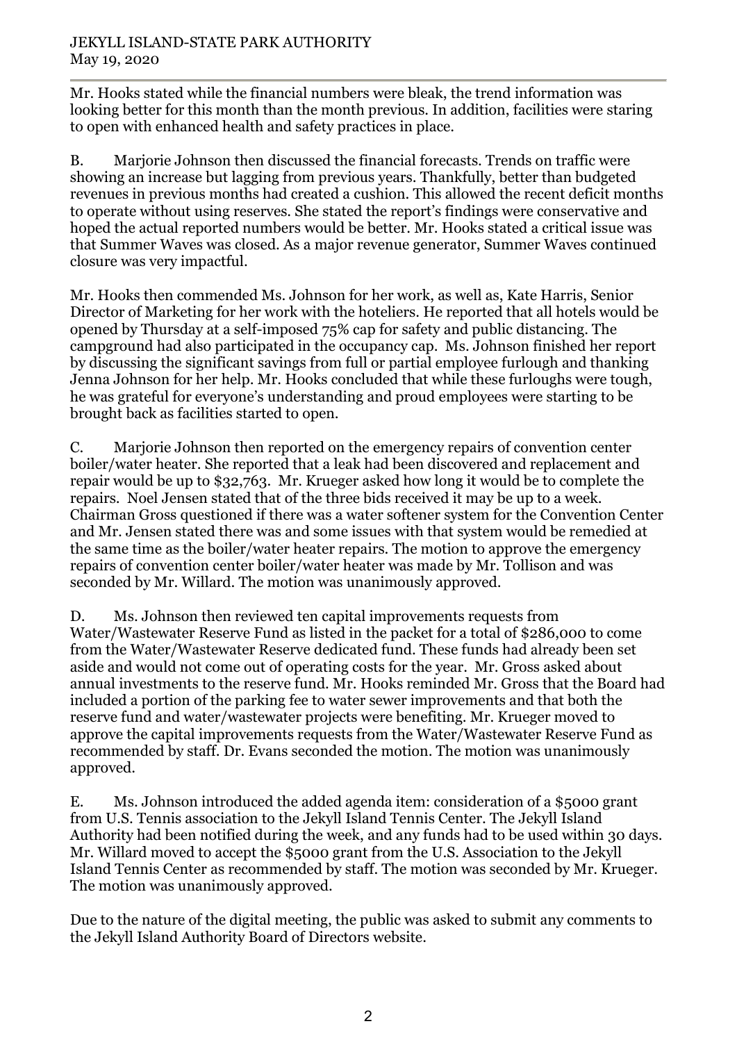Mr. Hooks stated while the financial numbers were bleak, the trend information was looking better for this month than the month previous. In addition, facilities were staring to open with enhanced health and safety practices in place.

B. Marjorie Johnson then discussed the financial forecasts. Trends on traffic were showing an increase but lagging from previous years. Thankfully, better than budgeted revenues in previous months had created a cushion. This allowed the recent deficit months to operate without using reserves. She stated the report's findings were conservative and hoped the actual reported numbers would be better. Mr. Hooks stated a critical issue was that Summer Waves was closed. As a major revenue generator, Summer Waves continued closure was very impactful.

Mr. Hooks then commended Ms. Johnson for her work, as well as, Kate Harris, Senior Director of Marketing for her work with the hoteliers. He reported that all hotels would be opened by Thursday at a self-imposed 75% cap for safety and public distancing. The campground had also participated in the occupancy cap. Ms. Johnson finished her report by discussing the significant savings from full or partial employee furlough and thanking Jenna Johnson for her help. Mr. Hooks concluded that while these furloughs were tough, he was grateful for everyone's understanding and proud employees were starting to be brought back as facilities started to open.

C. Marjorie Johnson then reported on the emergency repairs of convention center boiler/water heater. She reported that a leak had been discovered and replacement and repair would be up to $32,763. Mr. Krueger asked how long it would be to complete the repairs. Noel Jensen stated that of the three bids received it may be up to a week. Chairman Gross questioned if there was a water softener system for the Convention Center and Mr. Jensen stated there was and some issues with that system would be remedied at the same time as the boiler/water heater repairs. The motion to approve the emergency repairs of convention center boiler/water heater was made by Mr. Tollison and was seconded by Mr. Willard. The motion was unanimously approved.

D. Ms. Johnson then reviewed ten capital improvements requests from Water/Wastewater Reserve Fund as listed in the packet for a total of $286,000 to come from the Water/Wastewater Reserve dedicated fund. These funds had already been set aside and would not come out of operating costs for the year. Mr. Gross asked about annual investments to the reserve fund. Mr. Hooks reminded Mr. Gross that the Board had included a portion of the parking fee to water sewer improvements and that both the reserve fund and water/wastewater projects were benefiting. Mr. Krueger moved to approve the capital improvements requests from the Water/Wastewater Reserve Fund as recommended by staff. Dr. Evans seconded the motion. The motion was unanimously approved.

E. Ms. Johnson introduced the added agenda item: consideration of a $5000 grant from U.S. Tennis association to the Jekyll Island Tennis Center. The Jekyll Island Authority had been notified during the week, and any funds had to be used within 30 days. Mr. Willard moved to accept the $5000 grant from the U.S. Association to the Jekyll Island Tennis Center as recommended by staff. The motion was seconded by Mr. Krueger. The motion was unanimously approved.

Due to the nature of the digital meeting, the public was asked to submit any comments to the Jekyll Island Authority Board of Directors website.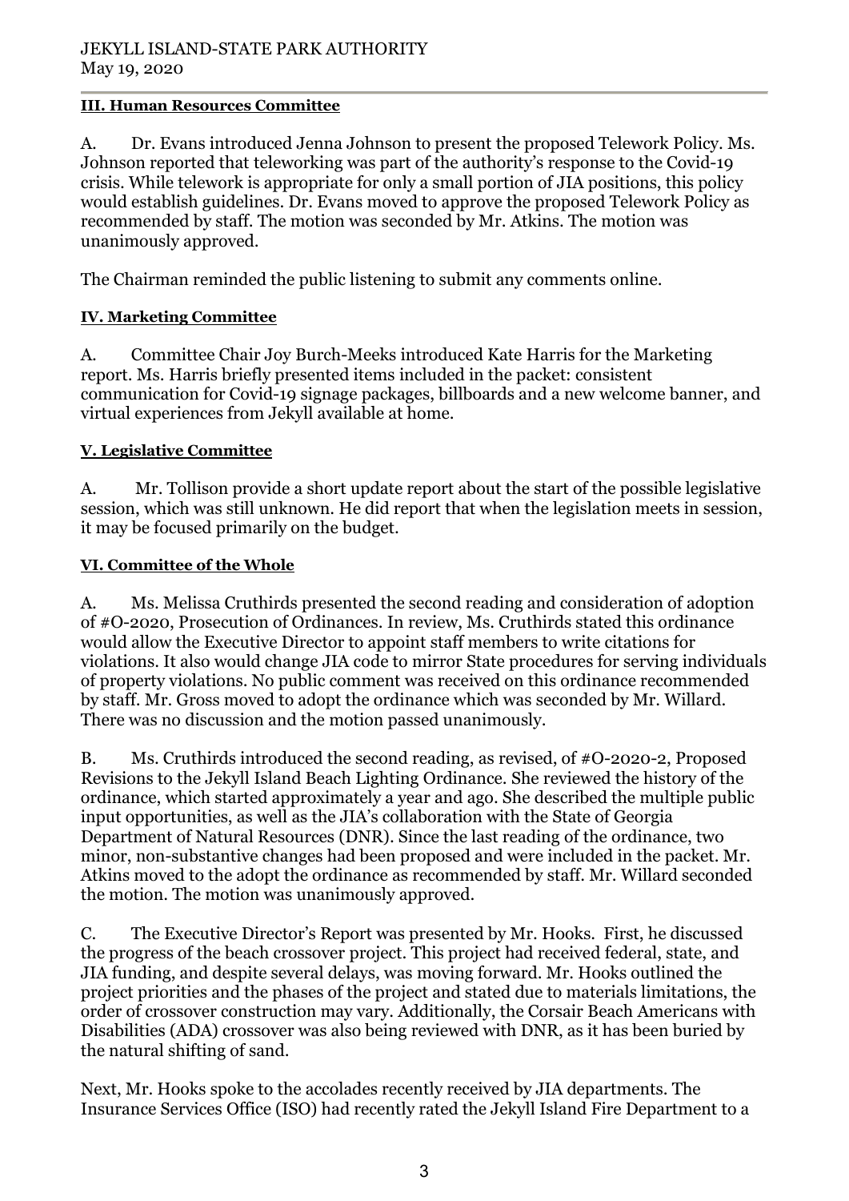### III. Human Resources Committee

A. Dr. Evans introduced Jenna Johnson to present the proposed Telework Policy. Ms. Johnson reported that teleworking was part of the authority's response to the Covid-19 crisis. While telework is appropriate for only a small portion of JIA positions, this policy would establish guidelines. Dr. Evans moved to approve the proposed Telework Policy as recommended by staff. The motion was seconded by Mr. Atkins. The motion was unanimously approved.

The Chairman reminded the public listening to submit any comments online.

### IV. Marketing Committee

A. Committee Chair Joy Burch-Meeks introduced Kate Harris for the Marketing report. Ms. Harris briefly presented items included in the packet: consistent communication for Covid-19 signage packages, billboards and a new welcome banner, and virtual experiences from Jekyll available at home.

### V. Legislative Committee

A. Mr. Tollison provide a short update report about the start of the possible legislative session, which was still unknown. He did report that when the legislation meets in session, it may be focused primarily on the budget.

### VI. Committee of the Whole

A. Ms. Melissa Cruthirds presented the second reading and consideration of adoption of #O-2020, Prosecution of Ordinances. In review, Ms. Cruthirds stated this ordinance would allow the Executive Director to appoint staff members to write citations for violations. It also would change JIA code to mirror State procedures for serving individuals of property violations. No public comment was received on this ordinance recommended by staff. Mr. Gross moved to adopt the ordinance which was seconded by Mr. Willard. There was no discussion and the motion passed unanimously.

B. Ms. Cruthirds introduced the second reading, as revised, of #O-2020-2, Proposed Revisions to the Jekyll Island Beach Lighting Ordinance. She reviewed the history of the ordinance, which started approximately a year and ago. She described the multiple public input opportunities, as well as the JIA's collaboration with the State of Georgia Department of Natural Resources (DNR). Since the last reading of the ordinance, two minor, non-substantive changes had been proposed and were included in the packet. Mr. Atkins moved to the adopt the ordinance as recommended by staff. Mr. Willard seconded the motion. The motion was unanimously approved.

C. The Executive Director's Report was presented by Mr. Hooks. First, he discussed the progress of the beach crossover project. This project had received federal, state, and JIA funding, and despite several delays, was moving forward. Mr. Hooks outlined the project priorities and the phases of the project and stated due to materials limitations, the order of crossover construction may vary. Additionally, the Corsair Beach Americans with Disabilities (ADA) crossover was also being reviewed with DNR, as it has been buried by the natural shifting of sand.

Next, Mr. Hooks spoke to the accolades recently received by JIA departments. The Insurance Services Office (ISO) had recently rated the Jekyll Island Fire Department to a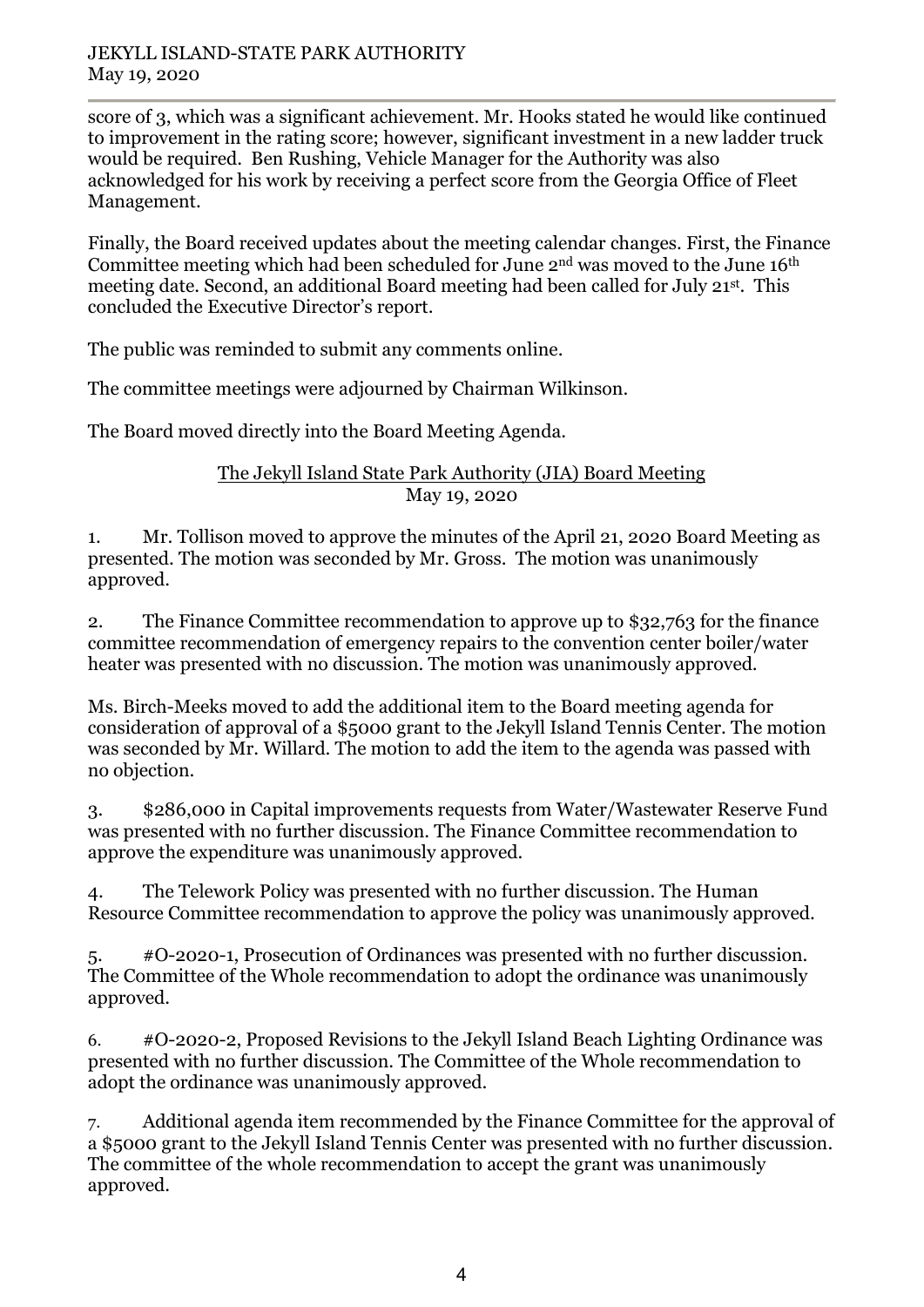score of 3, which was a significant achievement. Mr. Hooks stated he would like continued to improvement in the rating score; however, significant investment in a new ladder truck would be required. Ben Rushing, Vehicle Manager for the Authority was also acknowledged for his work by receiving a perfect score from the Georgia Office of Fleet Management.

Finally, the Board received updates about the meeting calendar changes. First, the Finance Committee meeting which had been scheduled for June 2nd was moved to the June 16th meeting date. Second, an additional Board meeting had been called for July 21st. This concluded the Executive Director's report.

The public was reminded to submit any comments online.

The committee meetings were adjourned by Chairman Wilkinson.

The Board moved directly into the Board Meeting Agenda.

## The Jekyll Island State Park Authority (JIA) Board Meeting
May 19, 2020

1. Mr. Tollison moved to approve the minutes of the April 21, 2020 Board Meeting as presented. The motion was seconded by Mr. Gross. The motion was unanimously approved.

2. The Finance Committee recommendation to approve up to $32,763 for the finance committee recommendation of emergency repairs to the convention center boiler/water heater was presented with no discussion. The motion was unanimously approved.

Ms. Birch-Meeks moved to add the additional item to the Board meeting agenda for consideration of approval of a $5000 grant to the Jekyll Island Tennis Center. The motion was seconded by Mr. Willard. The motion to add the item to the agenda was passed with no objection.

3. $286,000 in Capital improvements requests from Water/Wastewater Reserve Fund was presented with no further discussion. The Finance Committee recommendation to approve the expenditure was unanimously approved.

4. The Telework Policy was presented with no further discussion. The Human Resource Committee recommendation to approve the policy was unanimously approved.

5. #O-2020-1, Prosecution of Ordinances was presented with no further discussion. The Committee of the Whole recommendation to adopt the ordinance was unanimously approved.

6. #O-2020-2, Proposed Revisions to the Jekyll Island Beach Lighting Ordinance was presented with no further discussion. The Committee of the Whole recommendation to adopt the ordinance was unanimously approved.

7. Additional agenda item recommended by the Finance Committee for the approval of a $5000 grant to the Jekyll Island Tennis Center was presented with no further discussion. The committee of the whole recommendation to accept the grant was unanimously approved.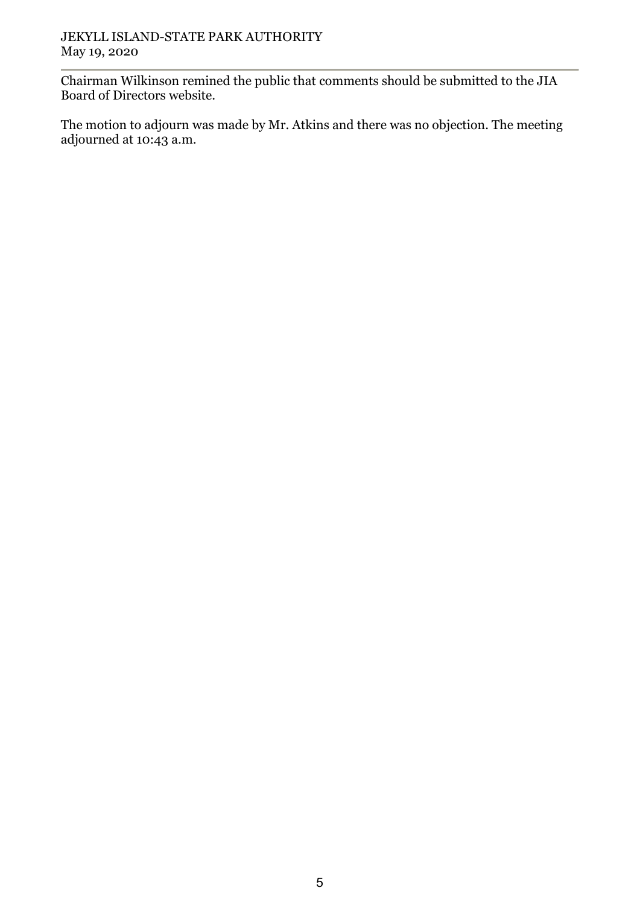Chairman Wilkinson remined the public that comments should be submitted to the JIA Board of Directors website.

The motion to adjourn was made by Mr. Atkins and there was no objection. The meeting adjourned at 10:43 a.m.